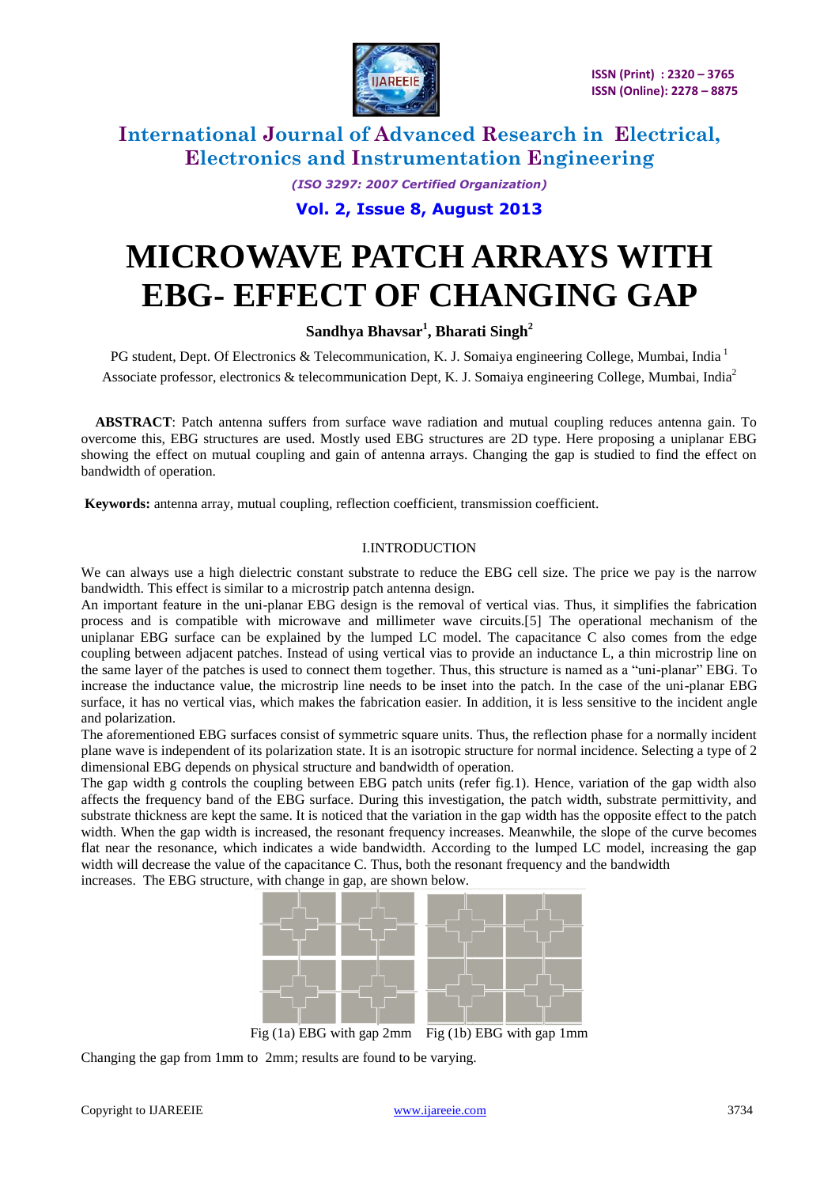# MICROWAVE PATCH ARRAYS WITH EBG- EFFECT OF CHANGING GAP

**Sandhya Bhavsar[1], Bharati Singh[2]**

PG student, Dept. Of Electronics & Telecommunication, K. J. Somaiya engineering College, Mumbai, India [1]

Associate professor, electronics & telecommunication Dept, K. J. Somaiya engineering College, Mumbai, India[2]

**ABSTRACT**: Patch antenna suffers from surface wave radiation and mutual coupling reduces antenna gain. To overcome this, EBG structures are used. Mostly used EBG structures are 2D type. Here proposing a uniplanar EBG showing the effect on mutual coupling and gain of antenna arrays. Changing the gap is studied to find the effect on bandwidth of operation.

**Keywords:** antenna array, mutual coupling, reflection coefficient, transmission coefficient.

## I.INTRODUCTION

We can always use a high dielectric constant substrate to reduce the EBG cell size. The price we pay is the narrow bandwidth. This effect is similar to a microstrip patch antenna design.

An important feature in the uni-planar EBG design is the removal of vertical vias. Thus, it simplifies the fabrication process and is compatible with microwave and millimeter wave circuits.[5] The operational mechanism of the uniplanar EBG surface can be explained by the lumped LC model. The capacitance C also comes from the edge coupling between adjacent patches. Instead of using vertical vias to provide an inductance L, a thin microstrip line on the same layer of the patches is used to connect them together. Thus, this structure is named as a "uni-planar" EBG. To increase the inductance value, the microstrip line needs to be inset into the patch. In the case of the uni-planar EBG surface, it has no vertical vias, which makes the fabrication easier. In addition, it is less sensitive to the incident angle and polarization.

The aforementioned EBG surfaces consist of symmetric square units. Thus, the reflection phase for a normally incident plane wave is independent of its polarization state. It is an isotropic structure for normal incidence. Selecting a type of 2 dimensional EBG depends on physical structure and bandwidth of operation.

The gap width g controls the coupling between EBG patch units (refer fig.1). Hence, variation of the gap width also affects the frequency band of the EBG surface. During this investigation, the patch width, substrate permittivity, and substrate thickness are kept the same. It is noticed that the variation in the gap width has the opposite effect to the patch width. When the gap width is increased, the resonant frequency increases. Meanwhile, the slope of the curve becomes flat near the resonance, which indicates a wide bandwidth. According to the lumped LC model, increasing the gap width will decrease the value of the capacitance C. Thus, both the resonant frequency and the bandwidth increases. The EBG structure, with change in gap, are shown below.

Fig (1a) EBG with gap 2mm Fig (1b) EBG with gap 1mm

Changing the gap from 1mm to 2mm; results are found to be varying.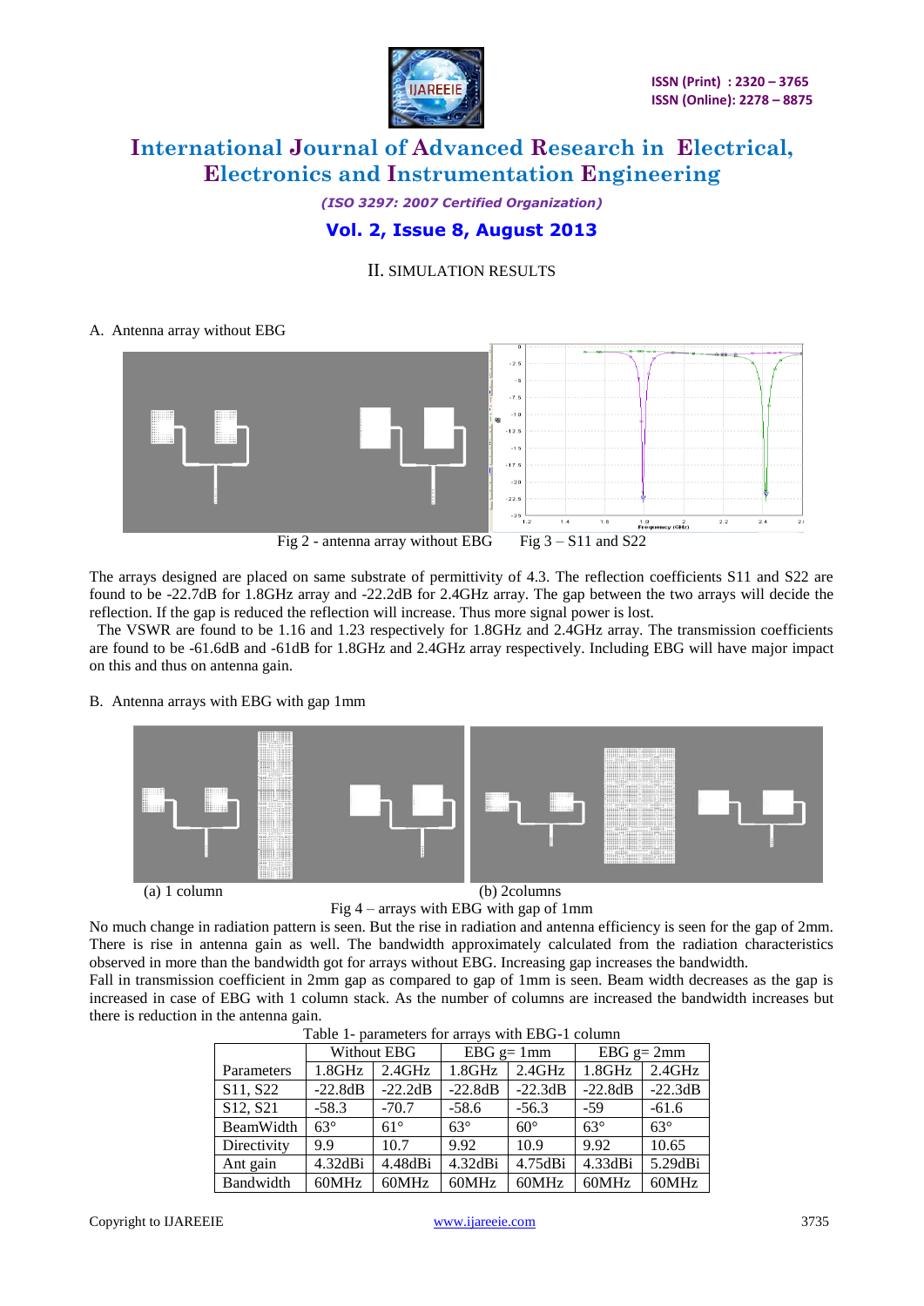## II. SIMULATION RESULTS

A. Antenna array without EBG

Fig 2 - antenna array without EBG        Fig 3 – S11 and S22

The arrays designed are placed on same substrate of permittivity of 4.3. The reflection coefficients S11 and S22 are found to be -22.7dB for 1.8GHz array and -22.2dB for 2.4GHz array. The gap between the two arrays will decide the reflection. If the gap is reduced the reflection will increase. Thus more signal power is lost.

The VSWR are found to be 1.16 and 1.23 respectively for 1.8GHz and 2.4GHz array. The transmission coefficients are found to be -61.6dB and -61dB for 1.8GHz and 2.4GHz array respectively. Including EBG will have major impact on this and thus on antenna gain.

B. Antenna arrays with EBG with gap 1mm

(a) 1 column        (b) 2columns

Fig 4 – arrays with EBG with gap of 1mm

No much change in radiation pattern is seen. But the rise in radiation and antenna efficiency is seen for the gap of 2mm. There is rise in antenna gain as well. The bandwidth approximately calculated from the radiation characteristics observed in more than the bandwidth got for arrays without EBG. Increasing gap increases the bandwidth.

Fall in transmission coefficient in 2mm gap as compared to gap of 1mm is seen. Beam width decreases as the gap is increased in case of EBG with 1 column stack. As the number of columns are increased the bandwidth increases but there is reduction in the antenna gain.

Table 1- parameters for arrays with EBG-1 column

| | Without EBG | | EBG g= 1mm | | EBG g= 2mm | |
|---|---|---|---|---|---|---|
| Parameters | 1.8GHz | 2.4GHz | 1.8GHz | 2.4GHz | 1.8GHz | 2.4GHz |
| S11, S22 | -22.8dB | -22.2dB | -22.8dB | -22.3dB | -22.8dB | -22.3dB |
| S12, S21 | -58.3 | -70.7 | -58.6 | -56.3 | -59 | -61.6 |
| BeamWidth | 63° | 61° | 63° | 60° | 63° | 63° |
| Directivity | 9.9 | 10.7 | 9.92 | 10.9 | 9.92 | 10.65 |
| Ant gain | 4.32dBi | 4.48dBi | 4.32dBi | 4.75dBi | 4.33dBi | 5.29dBi |
| Bandwidth | 60MHz | 60MHz | 60MHz | 60MHz | 60MHz | 60MHz |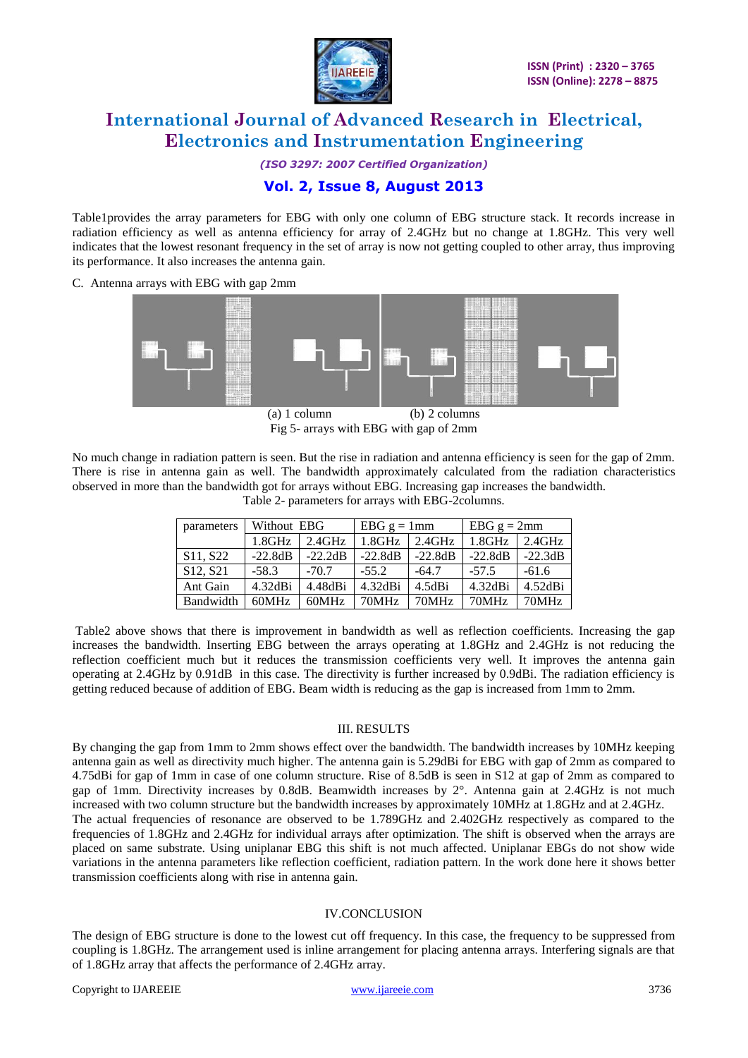Table1provides the array parameters for EBG with only one column of EBG structure stack. It records increase in radiation efficiency as well as antenna efficiency for array of 2.4GHz but no change at 1.8GHz. This very well indicates that the lowest resonant frequency in the set of array is now not getting coupled to other array, thus improving its performance. It also increases the antenna gain.

C. Antenna arrays with EBG with gap 2mm

(a) 1 column (b) 2 columns

Fig 5- arrays with EBG with gap of 2mm

No much change in radiation pattern is seen. But the rise in radiation and antenna efficiency is seen for the gap of 2mm. There is rise in antenna gain as well. The bandwidth approximately calculated from the radiation characteristics observed in more than the bandwidth got for arrays without EBG. Increasing gap increases the bandwidth.

Table 2- parameters for arrays with EBG-2columns.

| parameters | Without EBG | | EBG g = 1mm | | EBG g = 2mm | |
|---|---|---|---|---|---|---|
| | 1.8GHz | 2.4GHz | 1.8GHz | 2.4GHz | 1.8GHz | 2.4GHz |
| S11, S22 | -22.8dB | -22.2dB | -22.8dB | -22.8dB | -22.8dB | -22.3dB |
| S12, S21 | -58.3 | -70.7 | -55.2 | -64.7 | -57.5 | -61.6 |
| Ant Gain | 4.32dBi | 4.48dBi | 4.32dBi | 4.5dBi | 4.32dBi | 4.52dBi |
| Bandwidth | 60MHz | 60MHz | 70MHz | 70MHz | 70MHz | 70MHz |

Table2 above shows that there is improvement in bandwidth as well as reflection coefficients. Increasing the gap increases the bandwidth. Inserting EBG between the arrays operating at 1.8GHz and 2.4GHz is not reducing the reflection coefficient much but it reduces the transmission coefficients very well. It improves the antenna gain operating at 2.4GHz by 0.91dB in this case. The directivity is further increased by 0.9dBi. The radiation efficiency is getting reduced because of addition of EBG. Beam width is reducing as the gap is increased from 1mm to 2mm.

## III. RESULTS

By changing the gap from 1mm to 2mm shows effect over the bandwidth. The bandwidth increases by 10MHz keeping antenna gain as well as directivity much higher. The antenna gain is 5.29dBi for EBG with gap of 2mm as compared to 4.75dBi for gap of 1mm in case of one column structure. Rise of 8.5dB is seen in S12 at gap of 2mm as compared to gap of 1mm. Directivity increases by 0.8dB. Beamwidth increases by 2°. Antenna gain at 2.4GHz is not much increased with two column structure but the bandwidth increases by approximately 10MHz at 1.8GHz and at 2.4GHz.

The actual frequencies of resonance are observed to be 1.789GHz and 2.402GHz respectively as compared to the frequencies of 1.8GHz and 2.4GHz for individual arrays after optimization. The shift is observed when the arrays are placed on same substrate. Using uniplanar EBG this shift is not much affected. Uniplanar EBGs do not show wide variations in the antenna parameters like reflection coefficient, radiation pattern. In the work done here it shows better transmission coefficients along with rise in antenna gain.

## IV.CONCLUSION

The design of EBG structure is done to the lowest cut off frequency. In this case, the frequency to be suppressed from coupling is 1.8GHz. The arrangement used is inline arrangement for placing antenna arrays. Interfering signals are that of 1.8GHz array that affects the performance of 2.4GHz array.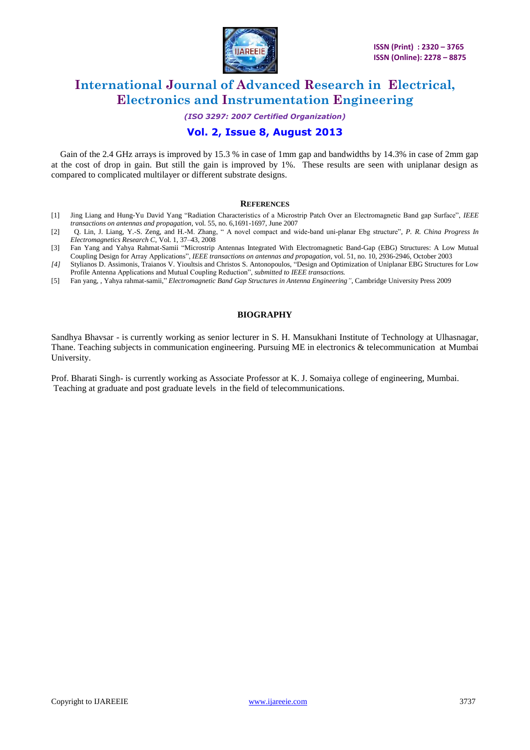Gain of the 2.4 GHz arrays is improved by 15.3 % in case of 1mm gap and bandwidths by 14.3% in case of 2mm gap at the cost of drop in gain. But still the gain is improved by 1%. These results are seen with uniplanar design as compared to complicated multilayer or different substrate designs.

## REFERENCES

[1] Jing Liang and Hung-Yu David Yang "Radiation Characteristics of a Microstrip Patch Over an Electromagnetic Band gap Surface", *IEEE transactions on antennas and propagation*, vol. 55, no. 6,1691-1697, June 2007

[2] Q. Lin, J. Liang, Y.-S. Zeng, and H.-M. Zhang, " A novel compact and wide-band uni-planar Ebg structure", *P. R. China Progress In Electromagnetics Research C*, Vol. 1, 37–43, 2008

[3] Fan Yang and Yahya Rahmat-Samii "Microstrip Antennas Integrated With Electromagnetic Band-Gap (EBG) Structures: A Low Mutual Coupling Design for Array Applications", *IEEE transactions on antennas and propagation*, vol. 51, no. 10, 2936-2946, October 2003

*[4]* Stylianos D. Assimonis, Traianos V. Yioultsis and Christos S. Antonopoulos, "Design and Optimization of Uniplanar EBG Structures for Low Profile Antenna Applications and Mutual Coupling Reduction", *submitted to IEEE transactions.*

[5] Fan yang, , Yahya rahmat-samii," *Electromagnetic Band Gap Structures in Antenna Engineering"*, Cambridge University Press 2009

## BIOGRAPHY

Sandhya Bhavsar - is currently working as senior lecturer in S. H. Mansukhani Institute of Technology at Ulhasnagar, Thane. Teaching subjects in communication engineering. Pursuing ME in electronics & telecommunication at Mumbai University.

Prof. Bharati Singh- is currently working as Associate Professor at K. J. Somaiya college of engineering, Mumbai. Teaching at graduate and post graduate levels in the field of telecommunications.